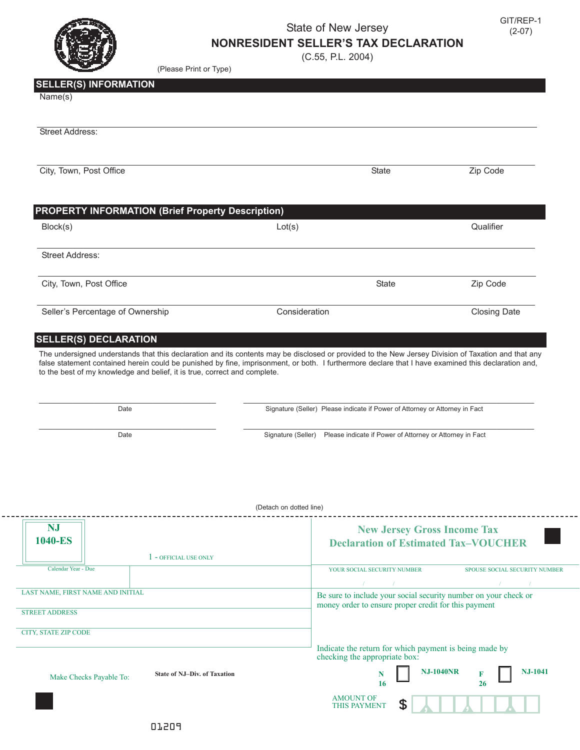GIT/REP-1
(2-07)

# State of New Jersey
## NONRESIDENT SELLER'S TAX DECLARATION
(C.55, P.L. 2004)

(Please Print or Type)

## SELLER(S) INFORMATION

Name(s)

Street Address:

| City, Town, Post Office | State | Zip Code |
|---|---|---|

## PROPERTY INFORMATION (Brief Property Description)

| Block(s) | Lot(s) | Qualifier |
|---|---|---|

Street Address:

| City, Town, Post Office | State | Zip Code |
|---|---|---|
| **Seller's Percentage of Ownership** | **Consideration** | **Closing Date** |

## SELLER(S) DECLARATION

The undersigned understands that this declaration and its contents may be disclosed or provided to the New Jersey Division of Taxation and that any false statement contained herein could be punished by fine, imprisonment, or both. I furthermore declare that I have examined this declaration and, to the best of my knowledge and belief, it is true, correct and complete.

| Date | Signature (Seller) Please indicate if Power of Attorney or Attorney in Fact |
|---|---|
| Date | Signature (Seller) Please indicate if Power of Attorney or Attorney in Fact |

(Detach on dotted line)

---

**NJ 1040-ES**

1 - OFFICIAL USE ONLY

## New Jersey Gross Income Tax Declaration of Estimated Tax–VOUCHER

Calendar Year - Due

YOUR SOCIAL SECURITY NUMBER / /

SPOUSE SOCIAL SECURITY NUMBER / /

LAST NAME, FIRST NAME AND INITIAL

STREET ADDRESS

CITY, STATE ZIP CODE

Be sure to include your social security number on your check or money order to ensure proper credit for this payment

Indicate the return for which payment is being made by checking the appropriate box:

N 16 ☐ NJ-1040NR    F 26 ☐ NJ-1041

Make Checks Payable To: **State of NJ–Div. of Taxation**

AMOUNT OF THIS PAYMENT $ , , .

01209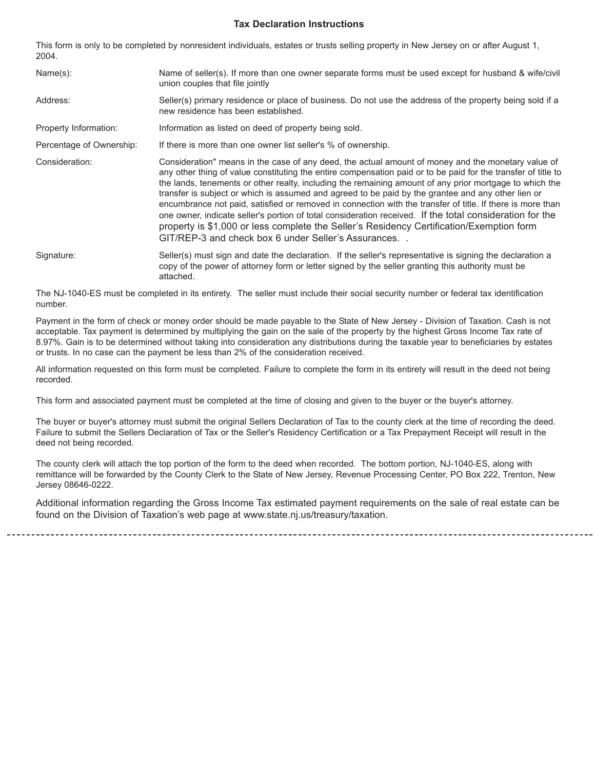## Tax Declaration Instructions

This form is only to be completed by nonresident individuals, estates or trusts selling property in New Jersey on or after August 1, 2004.

| | |
|---|---|
| Name(s): | Name of seller(s). If more than one owner separate forms must be used except for husband & wife/civil union couples that file jointly |
| Address: | Seller(s) primary residence or place of business. Do not use the address of the property being sold if a new residence has been established. |
| Property Information: | Information as listed on deed of property being sold. |
| Percentage of Ownership: | If there is more than one owner list seller's % of ownership. |
| Consideration: | Consideration" means in the case of any deed, the actual amount of money and the monetary value of any other thing of value constituting the entire compensation paid or to be paid for the transfer of title to the lands, tenements or other realty, including the remaining amount of any prior mortgage to which the transfer is subject or which is assumed and agreed to be paid by the grantee and any other lien or encumbrance not paid, satisfied or removed in connection with the transfer of title. If there is more than one owner, indicate seller's portion of total consideration received. If the total consideration for the property is $1,000 or less complete the Seller's Residency Certification/Exemption form GIT/REP-3 and check box 6 under Seller's Assurances. . |
| Signature: | Seller(s) must sign and date the declaration. If the seller's representative is signing the declaration a copy of the power of attorney form or letter signed by the seller granting this authority must be attached. |

The NJ-1040-ES must be completed in its entirety. The seller must include their social security number or federal tax identification number.

Payment in the form of check or money order should be made payable to the State of New Jersey - Division of Taxation. Cash is not acceptable. Tax payment is determined by multiplying the gain on the sale of the property by the highest Gross Income Tax rate of 8.97%. Gain is to be determined without taking into consideration any distributions during the taxable year to beneficiaries by estates or trusts. In no case can the payment be less than 2% of the consideration received.

All information requested on this form must be completed. Failure to complete the form in its entirety will result in the deed not being recorded.

This form and associated payment must be completed at the time of closing and given to the buyer or the buyer's attorney.

The buyer or buyer's attorney must submit the original Sellers Declaration of Tax to the county clerk at the time of recording the deed. Failure to submit the Sellers Declaration of Tax or the Seller's Residency Certification or a Tax Prepayment Receipt will result in the deed not being recorded.

The county clerk will attach the top portion of the form to the deed when recorded. The bottom portion, NJ-1040-ES, along with remittance will be forwarded by the County Clerk to the State of New Jersey, Revenue Processing Center, PO Box 222, Trenton, New Jersey 08646-0222.

Additional information regarding the Gross Income Tax estimated payment requirements on the sale of real estate can be found on the Division of Taxation's web page at www.state.nj.us/treasury/taxation.